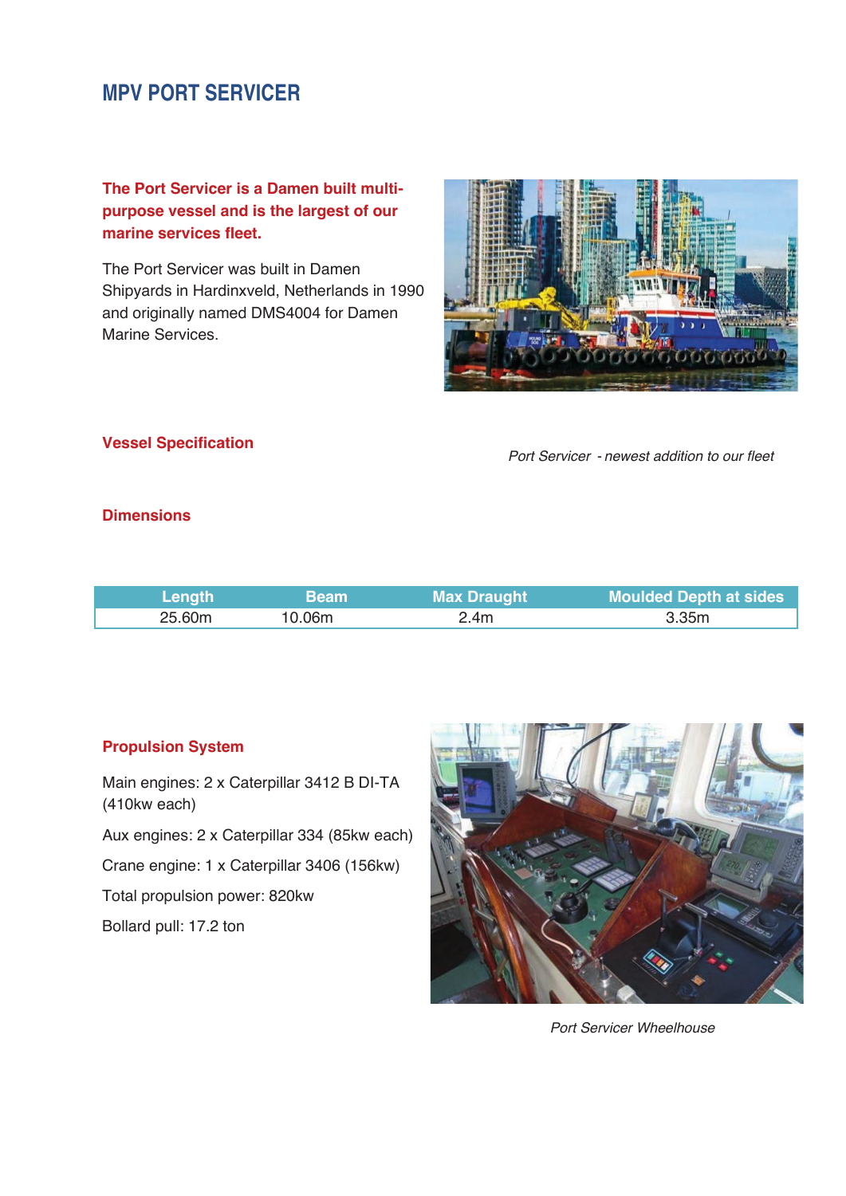# MPV PORT SERVICER

**The Port Servicer is a Damen built multi-purpose vessel and is the largest of our marine services fleet.**

The Port Servicer was built in Damen Shipyards in Hardinxveld, Netherlands in 1990 and originally named DMS4004 for Damen Marine Services.

*Port Servicer - newest addition to our fleet*

## Vessel Specification

### Dimensions

| Length | Beam | Max Draught | Moulded Depth at sides |
|---|---|---|---|
| 25.60m | 10.06m | 2.4m | 3.35m |

### Propulsion System

Main engines: 2 x Caterpillar 3412 B DI-TA (410kw each)

Aux engines: 2 x Caterpillar 334 (85kw each)

Crane engine: 1 x Caterpillar 3406 (156kw)

Total propulsion power: 820kw

Bollard pull: 17.2 ton

*Port Servicer Wheelhouse*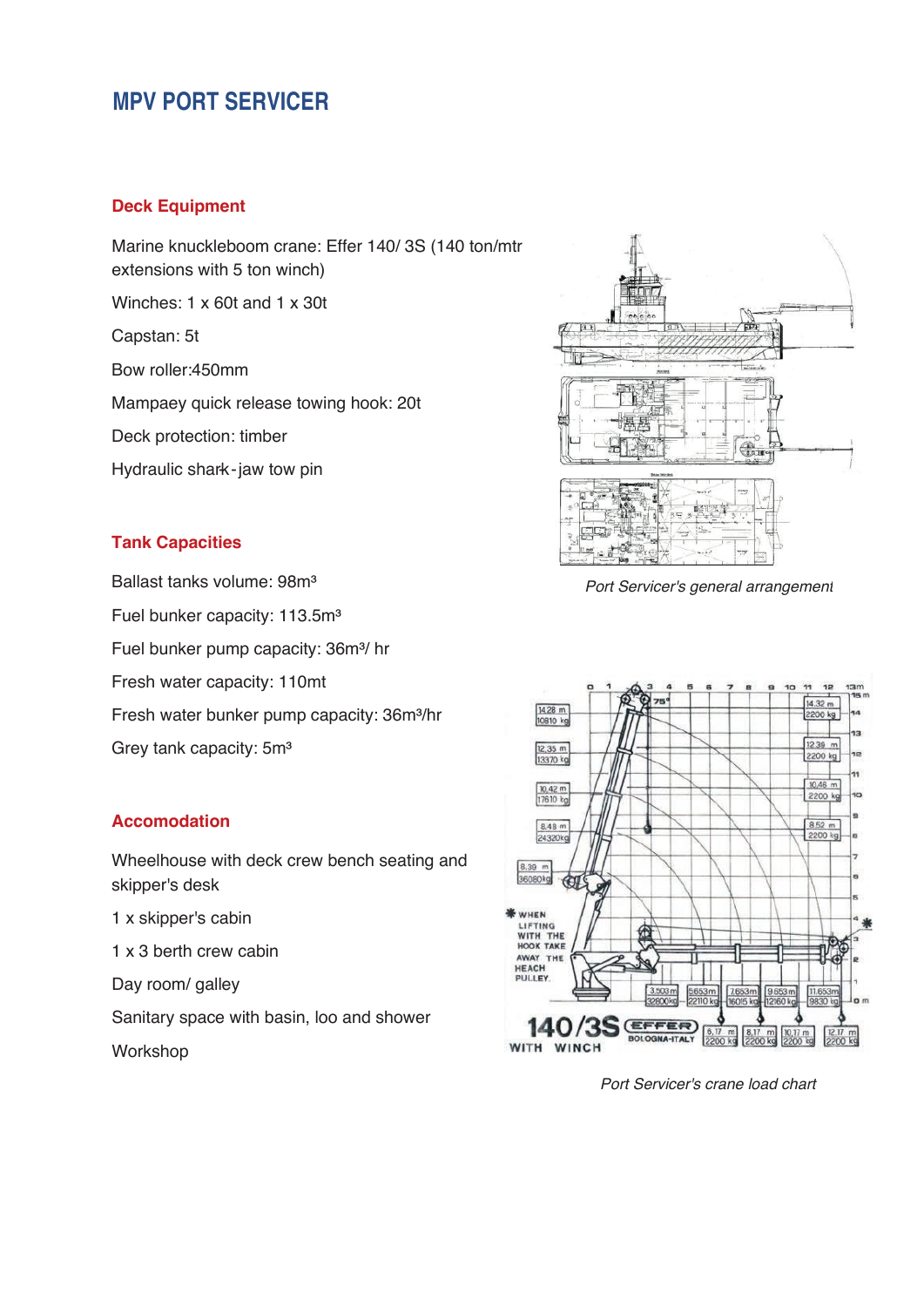# MPV PORT SERVICER

## Deck Equipment

Marine knuckleboom crane: Effer 140/ 3S (140 ton/mtr extensions with 5 ton winch)

Winches: 1 x 60t and 1 x 30t

Capstan: 5t

Bow roller:450mm

Mampaey quick release towing hook: 20t

Deck protection: timber

Hydraulic shark-jaw tow pin

## Tank Capacities

Ballast tanks volume: 98m³

Fuel bunker capacity: 113.5m³

Fuel bunker pump capacity: 36m³/ hr

Fresh water capacity: 110mt

Fresh water bunker pump capacity: 36m³/hr

Grey tank capacity: 5m³

## Accomodation

Wheelhouse with deck crew bench seating and skipper's desk

1 x skipper's cabin

1 x 3 berth crew cabin

Day room/ galley

Sanitary space with basin, loo and shower

Workshop

*Port Servicer's general arrangement*

*Port Servicer's crane load chart*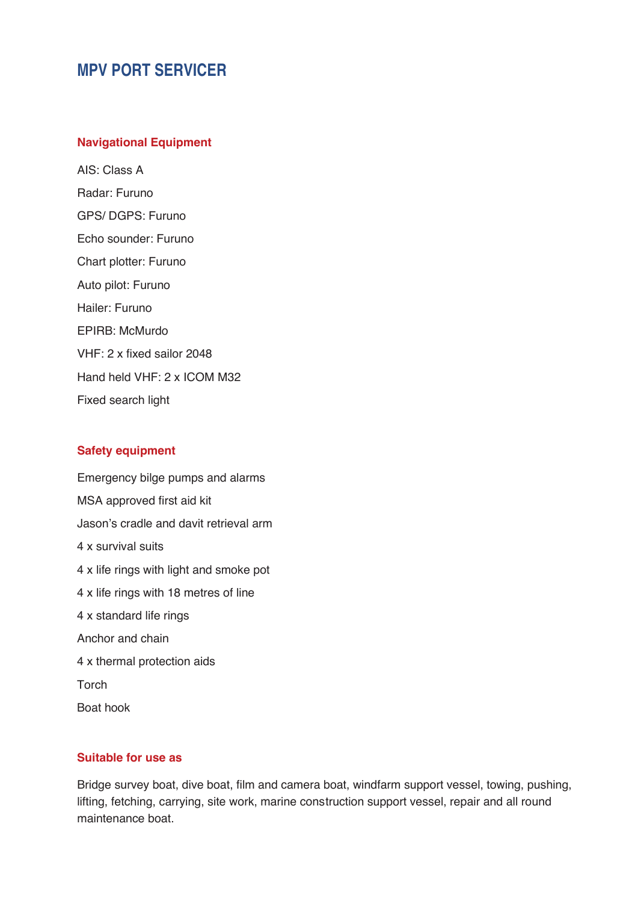# MPV PORT SERVICER

## Navigational Equipment

AIS: Class A

Radar: Furuno

GPS/ DGPS: Furuno

Echo sounder: Furuno

Chart plotter: Furuno

Auto pilot: Furuno

Hailer: Furuno

EPIRB: McMurdo

VHF: 2 x fixed sailor 2048

Hand held VHF: 2 x ICOM M32

Fixed search light

## Safety equipment

Emergency bilge pumps and alarms

MSA approved first aid kit

Jason's cradle and davit retrieval arm

4 x survival suits

4 x life rings with light and smoke pot

4 x life rings with 18 metres of line

4 x standard life rings

Anchor and chain

4 x thermal protection aids

Torch

Boat hook

## Suitable for use as

Bridge survey boat, dive boat, film and camera boat, windfarm support vessel, towing, pushing, lifting, fetching, carrying, site work, marine construction support vessel, repair and all round maintenance boat.